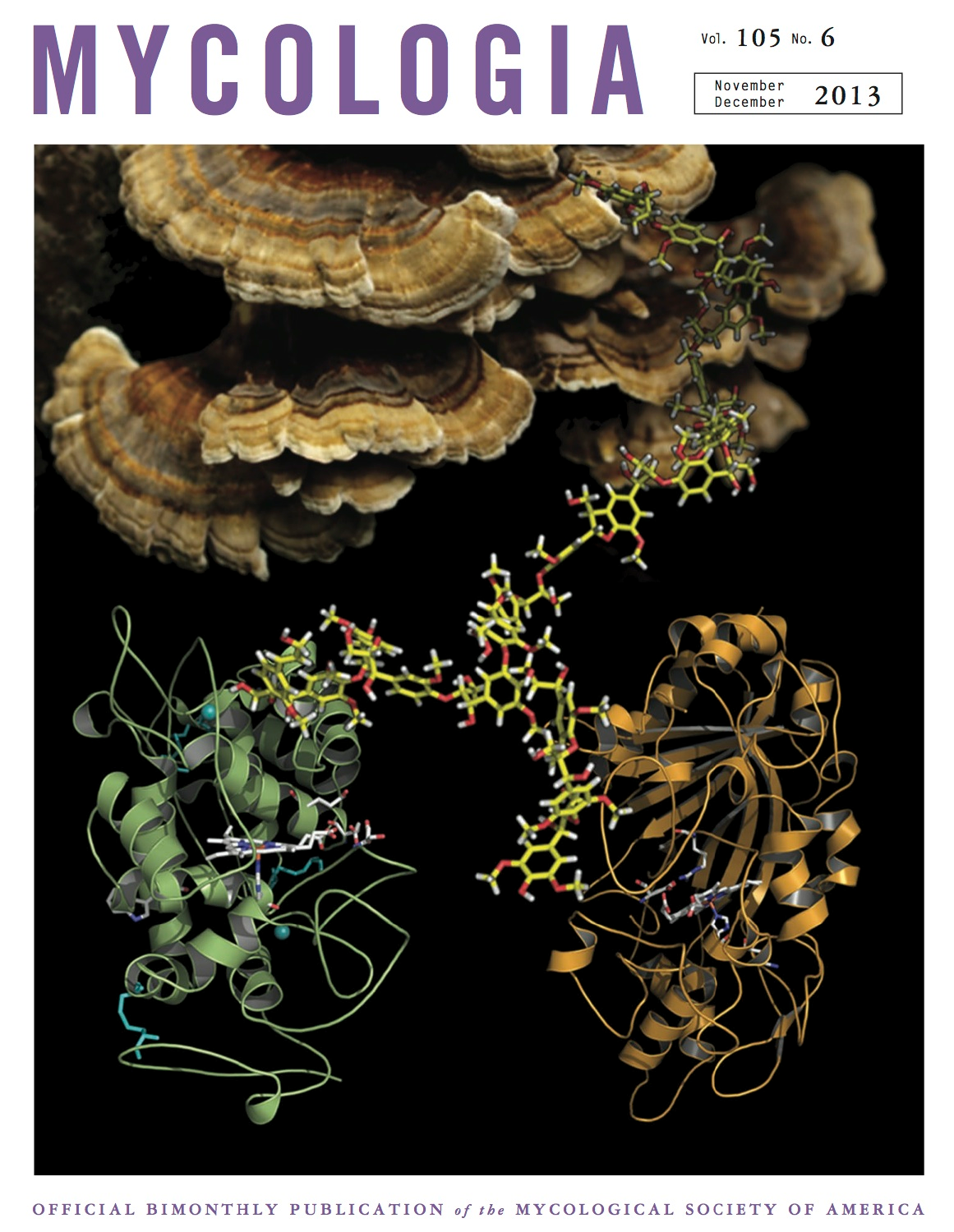# MYCOLOGIA

Vol. 105 No. 6

November December 2013

OFFICIAL BIMONTHLY PUBLICATION *of the* MYCOLOGICAL SOCIETY OF AMERICA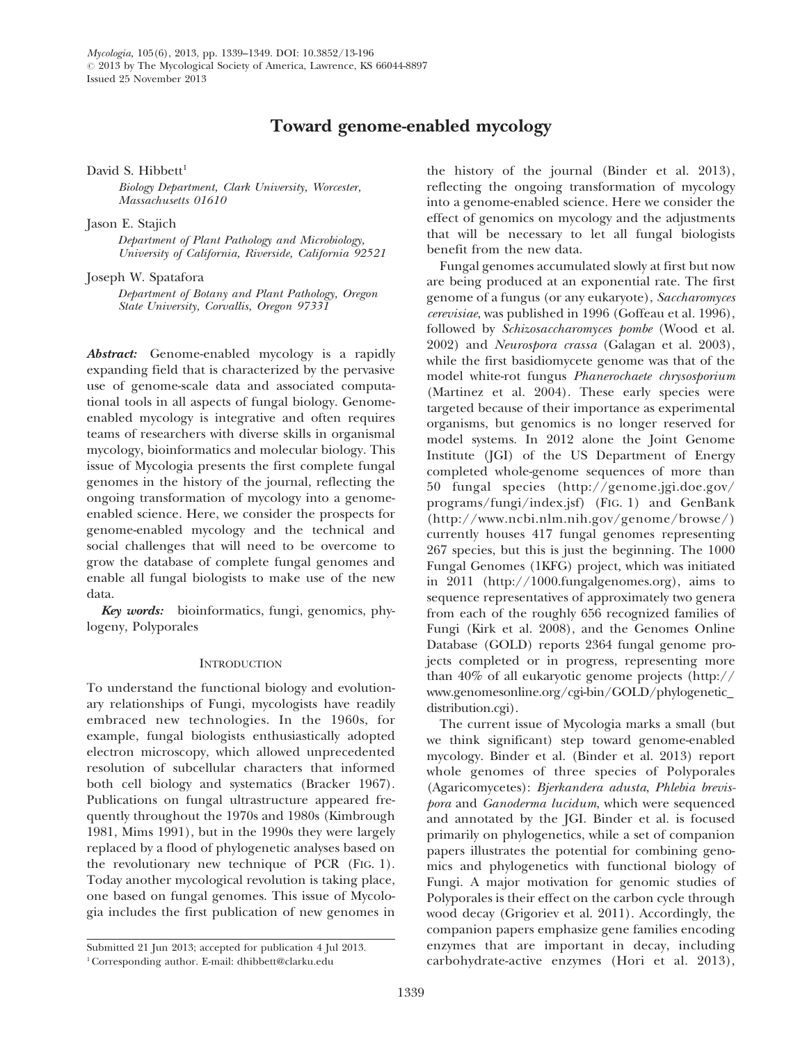*Mycologia*, 105(6), 2013, pp. 1339–1349. DOI: 10.3852/13-196
© 2013 by The Mycological Society of America, Lawrence, KS 66044-8897
Issued 25 November 2013

# Toward genome-enabled mycology

David S. Hibbett[1]

*Biology Department, Clark University, Worcester, Massachusetts 01610*

Jason E. Stajich

*Department of Plant Pathology and Microbiology, University of California, Riverside, California 92521*

Joseph W. Spatafora

*Department of Botany and Plant Pathology, Oregon State University, Corvallis, Oregon 97331*

***Abstract:*** Genome-enabled mycology is a rapidly expanding field that is characterized by the pervasive use of genome-scale data and associated computational tools in all aspects of fungal biology. Genome-enabled mycology is integrative and often requires teams of researchers with diverse skills in organismal mycology, bioinformatics and molecular biology. This issue of Mycologia presents the first complete fungal genomes in the history of the journal, reflecting the ongoing transformation of mycology into a genome-enabled science. Here, we consider the prospects for genome-enabled mycology and the technical and social challenges that will need to be overcome to grow the database of complete fungal genomes and enable all fungal biologists to make use of the new data.

***Key words:*** bioinformatics, fungi, genomics, phylogeny, Polyporales

## Introduction

To understand the functional biology and evolutionary relationships of Fungi, mycologists have readily embraced new technologies. In the 1960s, for example, fungal biologists enthusiastically adopted electron microscopy, which allowed unprecedented resolution of subcellular characters that informed both cell biology and systematics (Bracker 1967). Publications on fungal ultrastructure appeared frequently throughout the 1970s and 1980s (Kimbrough 1981, Mims 1991), but in the 1990s they were largely replaced by a flood of phylogenetic analyses based on the revolutionary new technique of PCR (Fig. 1). Today another mycological revolution is taking place, one based on fungal genomes. This issue of Mycologia includes the first publication of new genomes in the history of the journal (Binder et al. 2013), reflecting the ongoing transformation of mycology into a genome-enabled science. Here we consider the effect of genomics on mycology and the adjustments that will be necessary to let all fungal biologists benefit from the new data.

Fungal genomes accumulated slowly at first but now are being produced at an exponential rate. The first genome of a fungus (or any eukaryote), *Saccharomyces cerevisiae*, was published in 1996 (Goffeau et al. 1996), followed by *Schizosaccharomyces pombe* (Wood et al. 2002) and *Neurospora crassa* (Galagan et al. 2003), while the first basidiomycete genome was that of the model white-rot fungus *Phanerochaete chrysosporium* (Martinez et al. 2004). These early species were targeted because of their importance as experimental organisms, but genomics is no longer reserved for model systems. In 2012 alone the Joint Genome Institute (JGI) of the US Department of Energy completed whole-genome sequences of more than 50 fungal species (http://genome.jgi.doe.gov/programs/fungi/index.jsf) (Fig. 1) and GenBank (http://www.ncbi.nlm.nih.gov/genome/browse/) currently houses 417 fungal genomes representing 267 species, but this is just the beginning. The 1000 Fungal Genomes (1KFG) project, which was initiated in 2011 (http://1000.fungalgenomes.org), aims to sequence representatives of approximately two genera from each of the roughly 656 recognized families of Fungi (Kirk et al. 2008), and the Genomes Online Database (GOLD) reports 2364 fungal genome projects completed or in progress, representing more than 40% of all eukaryotic genome projects (http://www.genomesonline.org/cgi-bin/GOLD/phylogenetic_distribution.cgi).

The current issue of Mycologia marks a small (but we think significant) step toward genome-enabled mycology. Binder et al. (Binder et al. 2013) report whole genomes of three species of Polyporales (Agaricomycetes): *Bjerkandera adusta*, *Phlebia brevispora* and *Ganoderma lucidum*, which were sequenced and annotated by the JGI. Binder et al. is focused primarily on phylogenetics, while a set of companion papers illustrates the potential for combining genomics and phylogenetics with functional biology of Fungi. A major motivation for genomic studies of Polyporales is their effect on the carbon cycle through wood decay (Grigoriev et al. 2011). Accordingly, the companion papers emphasize gene families encoding enzymes that are important in decay, including carbohydrate-active enzymes (Hori et al. 2013),

Submitted 21 Jun 2013; accepted for publication 4 Jul 2013.
[1] Corresponding author. E-mail: dhibbett@clarku.edu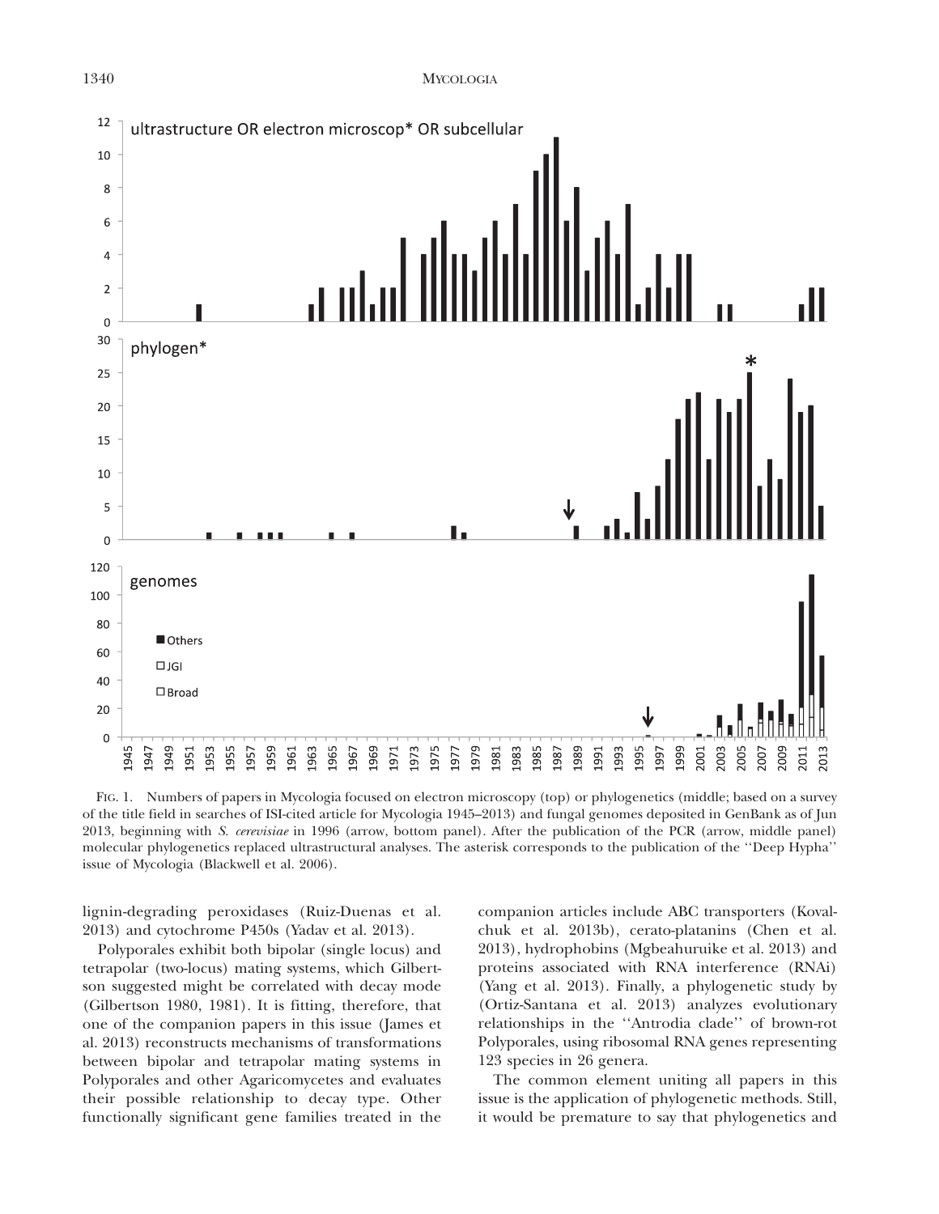FIG. 1. Numbers of papers in Mycologia focused on electron microscopy (top) or phylogenetics (middle; based on a survey of the title field in searches of ISI-cited article for Mycologia 1945–2013) and fungal genomes deposited in GenBank as of Jun 2013, beginning with *S. cerevisiae* in 1996 (arrow, bottom panel). After the publication of the PCR (arrow, middle panel) molecular phylogenetics replaced ultrastructural analyses. The asterisk corresponds to the publication of the ''Deep Hypha'' issue of Mycologia (Blackwell et al. 2006).

lignin-degrading peroxidases (Ruiz-Duenas et al. 2013) and cytochrome P450s (Yadav et al. 2013).

Polyporales exhibit both bipolar (single locus) and tetrapolar (two-locus) mating systems, which Gilbertson suggested might be correlated with decay mode (Gilbertson 1980, 1981). It is fitting, therefore, that one of the companion papers in this issue (James et al. 2013) reconstructs mechanisms of transformations between bipolar and tetrapolar mating systems in Polyporales and other Agaricomycetes and evaluates their possible relationship to decay type. Other functionally significant gene families treated in the companion articles include ABC transporters (Kovalchuk et al. 2013b), cerato-platanins (Chen et al. 2013), hydrophobins (Mgbeahuruike et al. 2013) and proteins associated with RNA interference (RNAi) (Yang et al. 2013). Finally, a phylogenetic study by (Ortiz-Santana et al. 2013) analyzes evolutionary relationships in the ''Antrodia clade'' of brown-rot Polyporales, using ribosomal RNA genes representing 123 species in 26 genera.

The common element uniting all papers in this issue is the application of phylogenetic methods. Still, it would be premature to say that phylogenetics and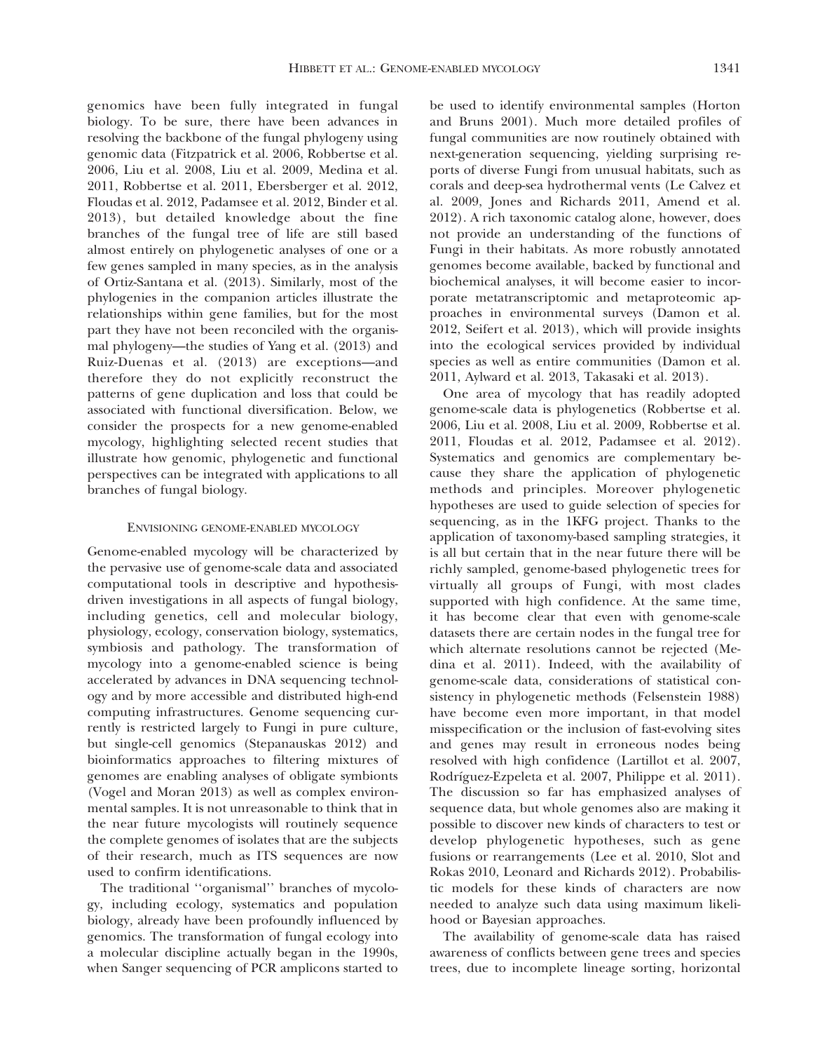genomics have been fully integrated in fungal biology. To be sure, there have been advances in resolving the backbone of the fungal phylogeny using genomic data (Fitzpatrick et al. 2006, Robbertse et al. 2006, Liu et al. 2008, Liu et al. 2009, Medina et al. 2011, Robbertse et al. 2011, Ebersberger et al. 2012, Floudas et al. 2012, Padamsee et al. 2012, Binder et al. 2013), but detailed knowledge about the fine branches of the fungal tree of life are still based almost entirely on phylogenetic analyses of one or a few genes sampled in many species, as in the analysis of Ortiz-Santana et al. (2013). Similarly, most of the phylogenies in the companion articles illustrate the relationships within gene families, but for the most part they have not been reconciled with the organismal phylogeny—the studies of Yang et al. (2013) and Ruiz-Duenas et al. (2013) are exceptions—and therefore they do not explicitly reconstruct the patterns of gene duplication and loss that could be associated with functional diversification. Below, we consider the prospects for a new genome-enabled mycology, highlighting selected recent studies that illustrate how genomic, phylogenetic and functional perspectives can be integrated with applications to all branches of fungal biology.

## ENVISIONING GENOME-ENABLED MYCOLOGY

Genome-enabled mycology will be characterized by the pervasive use of genome-scale data and associated computational tools in descriptive and hypothesis-driven investigations in all aspects of fungal biology, including genetics, cell and molecular biology, physiology, ecology, conservation biology, systematics, symbiosis and pathology. The transformation of mycology into a genome-enabled science is being accelerated by advances in DNA sequencing technology and by more accessible and distributed high-end computing infrastructures. Genome sequencing currently is restricted largely to Fungi in pure culture, but single-cell genomics (Stepanauskas 2012) and bioinformatics approaches to filtering mixtures of genomes are enabling analyses of obligate symbionts (Vogel and Moran 2013) as well as complex environmental samples. It is not unreasonable to think that in the near future mycologists will routinely sequence the complete genomes of isolates that are the subjects of their research, much as ITS sequences are now used to confirm identifications.

The traditional ''organismal'' branches of mycology, including ecology, systematics and population biology, already have been profoundly influenced by genomics. The transformation of fungal ecology into a molecular discipline actually began in the 1990s, when Sanger sequencing of PCR amplicons started to be used to identify environmental samples (Horton and Bruns 2001). Much more detailed profiles of fungal communities are now routinely obtained with next-generation sequencing, yielding surprising reports of diverse Fungi from unusual habitats, such as corals and deep-sea hydrothermal vents (Le Calvez et al. 2009, Jones and Richards 2011, Amend et al. 2012). A rich taxonomic catalog alone, however, does not provide an understanding of the functions of Fungi in their habitats. As more robustly annotated genomes become available, backed by functional and biochemical analyses, it will become easier to incorporate metatranscriptomic and metaproteomic approaches in environmental surveys (Damon et al. 2012, Seifert et al. 2013), which will provide insights into the ecological services provided by individual species as well as entire communities (Damon et al. 2011, Aylward et al. 2013, Takasaki et al. 2013).

One area of mycology that has readily adopted genome-scale data is phylogenetics (Robbertse et al. 2006, Liu et al. 2008, Liu et al. 2009, Robbertse et al. 2011, Floudas et al. 2012, Padamsee et al. 2012). Systematics and genomics are complementary because they share the application of phylogenetic methods and principles. Moreover phylogenetic hypotheses are used to guide selection of species for sequencing, as in the 1KFG project. Thanks to the application of taxonomy-based sampling strategies, it is all but certain that in the near future there will be richly sampled, genome-based phylogenetic trees for virtually all groups of Fungi, with most clades supported with high confidence. At the same time, it has become clear that even with genome-scale datasets there are certain nodes in the fungal tree for which alternate resolutions cannot be rejected (Medina et al. 2011). Indeed, with the availability of genome-scale data, considerations of statistical consistency in phylogenetic methods (Felsenstein 1988) have become even more important, in that model misspecification or the inclusion of fast-evolving sites and genes may result in erroneous nodes being resolved with high confidence (Lartillot et al. 2007, Rodríguez-Ezpeleta et al. 2007, Philippe et al. 2011). The discussion so far has emphasized analyses of sequence data, but whole genomes also are making it possible to discover new kinds of characters to test or develop phylogenetic hypotheses, such as gene fusions or rearrangements (Lee et al. 2010, Slot and Rokas 2010, Leonard and Richards 2012). Probabilistic models for these kinds of characters are now needed to analyze such data using maximum likelihood or Bayesian approaches.

The availability of genome-scale data has raised awareness of conflicts between gene trees and species trees, due to incomplete lineage sorting, horizontal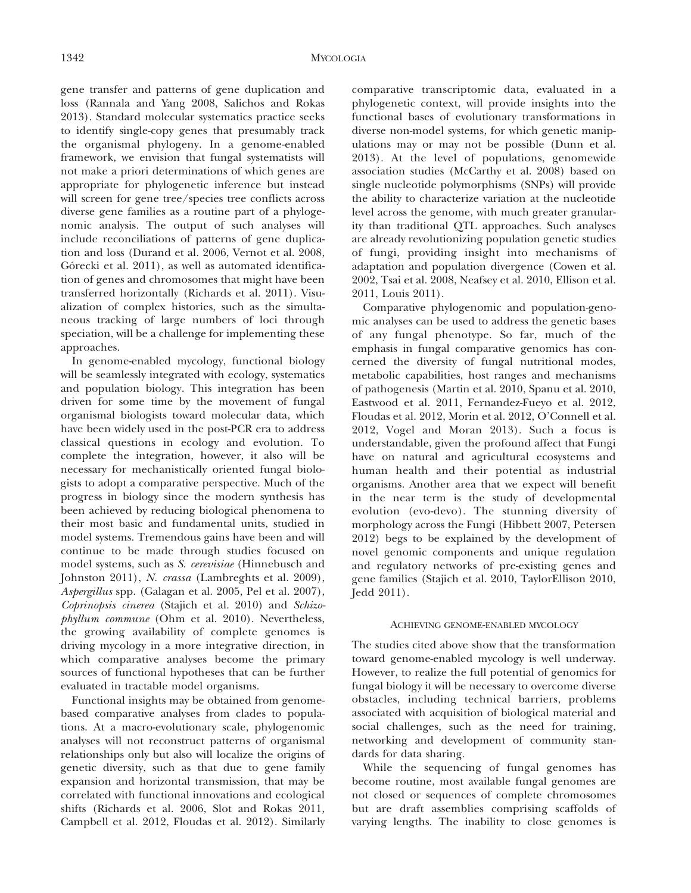gene transfer and patterns of gene duplication and loss (Rannala and Yang 2008, Salichos and Rokas 2013). Standard molecular systematics practice seeks to identify single-copy genes that presumably track the organismal phylogeny. In a genome-enabled framework, we envision that fungal systematists will not make a priori determinations of which genes are appropriate for phylogenetic inference but instead will screen for gene tree/species tree conflicts across diverse gene families as a routine part of a phylogenomic analysis. The output of such analyses will include reconciliations of patterns of gene duplication and loss (Durand et al. 2006, Vernot et al. 2008, Górecki et al. 2011), as well as automated identification of genes and chromosomes that might have been transferred horizontally (Richards et al. 2011). Visualization of complex histories, such as the simultaneous tracking of large numbers of loci through speciation, will be a challenge for implementing these approaches.

In genome-enabled mycology, functional biology will be seamlessly integrated with ecology, systematics and population biology. This integration has been driven for some time by the movement of fungal organismal biologists toward molecular data, which have been widely used in the post-PCR era to address classical questions in ecology and evolution. To complete the integration, however, it also will be necessary for mechanistically oriented fungal biologists to adopt a comparative perspective. Much of the progress in biology since the modern synthesis has been achieved by reducing biological phenomena to their most basic and fundamental units, studied in model systems. Tremendous gains have been and will continue to be made through studies focused on model systems, such as *S. cerevisiae* (Hinnebusch and Johnston 2011), *N. crassa* (Lambreghts et al. 2009), *Aspergillus* spp. (Galagan et al. 2005, Pel et al. 2007), *Coprinopsis cinerea* (Stajich et al. 2010) and *Schizophyllum commune* (Ohm et al. 2010). Nevertheless, the growing availability of complete genomes is driving mycology in a more integrative direction, in which comparative analyses become the primary sources of functional hypotheses that can be further evaluated in tractable model organisms.

Functional insights may be obtained from genome-based comparative analyses from clades to populations. At a macro-evolutionary scale, phylogenomic analyses will not reconstruct patterns of organismal relationships only but also will localize the origins of genetic diversity, such as that due to gene family expansion and horizontal transmission, that may be correlated with functional innovations and ecological shifts (Richards et al. 2006, Slot and Rokas 2011, Campbell et al. 2012, Floudas et al. 2012). Similarly comparative transcriptomic data, evaluated in a phylogenetic context, will provide insights into the functional bases of evolutionary transformations in diverse non-model systems, for which genetic manipulations may or may not be possible (Dunn et al. 2013). At the level of populations, genomewide association studies (McCarthy et al. 2008) based on single nucleotide polymorphisms (SNPs) will provide the ability to characterize variation at the nucleotide level across the genome, with much greater granularity than traditional QTL approaches. Such analyses are already revolutionizing population genetic studies of fungi, providing insight into mechanisms of adaptation and population divergence (Cowen et al. 2002, Tsai et al. 2008, Neafsey et al. 2010, Ellison et al. 2011, Louis 2011).

Comparative phylogenomic and population-genomic analyses can be used to address the genetic bases of any fungal phenotype. So far, much of the emphasis in fungal comparative genomics has concerned the diversity of fungal nutritional modes, metabolic capabilities, host ranges and mechanisms of pathogenesis (Martin et al. 2010, Spanu et al. 2010, Eastwood et al. 2011, Fernandez-Fueyo et al. 2012, Floudas et al. 2012, Morin et al. 2012, O'Connell et al. 2012, Vogel and Moran 2013). Such a focus is understandable, given the profound affect that Fungi have on natural and agricultural ecosystems and human health and their potential as industrial organisms. Another area that we expect will benefit in the near term is the study of developmental evolution (evo-devo). The stunning diversity of morphology across the Fungi (Hibbett 2007, Petersen 2012) begs to be explained by the development of novel genomic components and unique regulation and regulatory networks of pre-existing genes and gene families (Stajich et al. 2010, TaylorEllison 2010, Jedd 2011).

## Achieving genome-enabled mycology

The studies cited above show that the transformation toward genome-enabled mycology is well underway. However, to realize the full potential of genomics for fungal biology it will be necessary to overcome diverse obstacles, including technical barriers, problems associated with acquisition of biological material and social challenges, such as the need for training, networking and development of community standards for data sharing.

While the sequencing of fungal genomes has become routine, most available fungal genomes are not closed or sequences of complete chromosomes but are draft assemblies comprising scaffolds of varying lengths. The inability to close genomes is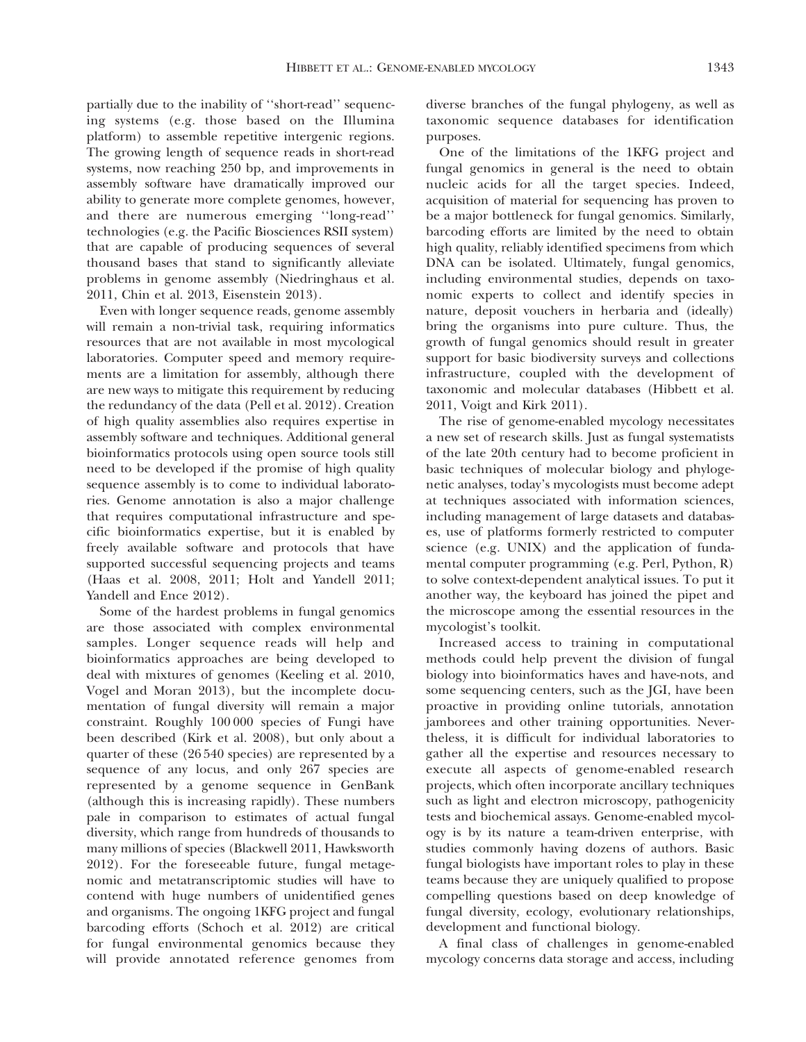partially due to the inability of ''short-read'' sequencing systems (e.g. those based on the Illumina platform) to assemble repetitive intergenic regions. The growing length of sequence reads in short-read systems, now reaching 250 bp, and improvements in assembly software have dramatically improved our ability to generate more complete genomes, however, and there are numerous emerging ''long-read'' technologies (e.g. the Pacific Biosciences RSII system) that are capable of producing sequences of several thousand bases that stand to significantly alleviate problems in genome assembly (Niedringhaus et al. 2011, Chin et al. 2013, Eisenstein 2013).

Even with longer sequence reads, genome assembly will remain a non-trivial task, requiring informatics resources that are not available in most mycological laboratories. Computer speed and memory requirements are a limitation for assembly, although there are new ways to mitigate this requirement by reducing the redundancy of the data (Pell et al. 2012). Creation of high quality assemblies also requires expertise in assembly software and techniques. Additional general bioinformatics protocols using open source tools still need to be developed if the promise of high quality sequence assembly is to come to individual laboratories. Genome annotation is also a major challenge that requires computational infrastructure and specific bioinformatics expertise, but it is enabled by freely available software and protocols that have supported successful sequencing projects and teams (Haas et al. 2008, 2011; Holt and Yandell 2011; Yandell and Ence 2012).

Some of the hardest problems in fungal genomics are those associated with complex environmental samples. Longer sequence reads will help and bioinformatics approaches are being developed to deal with mixtures of genomes (Keeling et al. 2010, Vogel and Moran 2013), but the incomplete documentation of fungal diversity will remain a major constraint. Roughly 100 000 species of Fungi have been described (Kirk et al. 2008), but only about a quarter of these (26 540 species) are represented by a sequence of any locus, and only 267 species are represented by a genome sequence in GenBank (although this is increasing rapidly). These numbers pale in comparison to estimates of actual fungal diversity, which range from hundreds of thousands to many millions of species (Blackwell 2011, Hawksworth 2012). For the foreseeable future, fungal metagenomic and metatranscriptomic studies will have to contend with huge numbers of unidentified genes and organisms. The ongoing 1KFG project and fungal barcoding efforts (Schoch et al. 2012) are critical for fungal environmental genomics because they will provide annotated reference genomes from diverse branches of the fungal phylogeny, as well as taxonomic sequence databases for identification purposes.

One of the limitations of the 1KFG project and fungal genomics in general is the need to obtain nucleic acids for all the target species. Indeed, acquisition of material for sequencing has proven to be a major bottleneck for fungal genomics. Similarly, barcoding efforts are limited by the need to obtain high quality, reliably identified specimens from which DNA can be isolated. Ultimately, fungal genomics, including environmental studies, depends on taxonomic experts to collect and identify species in nature, deposit vouchers in herbaria and (ideally) bring the organisms into pure culture. Thus, the growth of fungal genomics should result in greater support for basic biodiversity surveys and collections infrastructure, coupled with the development of taxonomic and molecular databases (Hibbett et al. 2011, Voigt and Kirk 2011).

The rise of genome-enabled mycology necessitates a new set of research skills. Just as fungal systematists of the late 20th century had to become proficient in basic techniques of molecular biology and phylogenetic analyses, today's mycologists must become adept at techniques associated with information sciences, including management of large datasets and databases, use of platforms formerly restricted to computer science (e.g. UNIX) and the application of fundamental computer programming (e.g. Perl, Python, R) to solve context-dependent analytical issues. To put it another way, the keyboard has joined the pipet and the microscope among the essential resources in the mycologist's toolkit.

Increased access to training in computational methods could help prevent the division of fungal biology into bioinformatics haves and have-nots, and some sequencing centers, such as the JGI, have been proactive in providing online tutorials, annotation jamborees and other training opportunities. Nevertheless, it is difficult for individual laboratories to gather all the expertise and resources necessary to execute all aspects of genome-enabled research projects, which often incorporate ancillary techniques such as light and electron microscopy, pathogenicity tests and biochemical assays. Genome-enabled mycology is by its nature a team-driven enterprise, with studies commonly having dozens of authors. Basic fungal biologists have important roles to play in these teams because they are uniquely qualified to propose compelling questions based on deep knowledge of fungal diversity, ecology, evolutionary relationships, development and functional biology.

A final class of challenges in genome-enabled mycology concerns data storage and access, including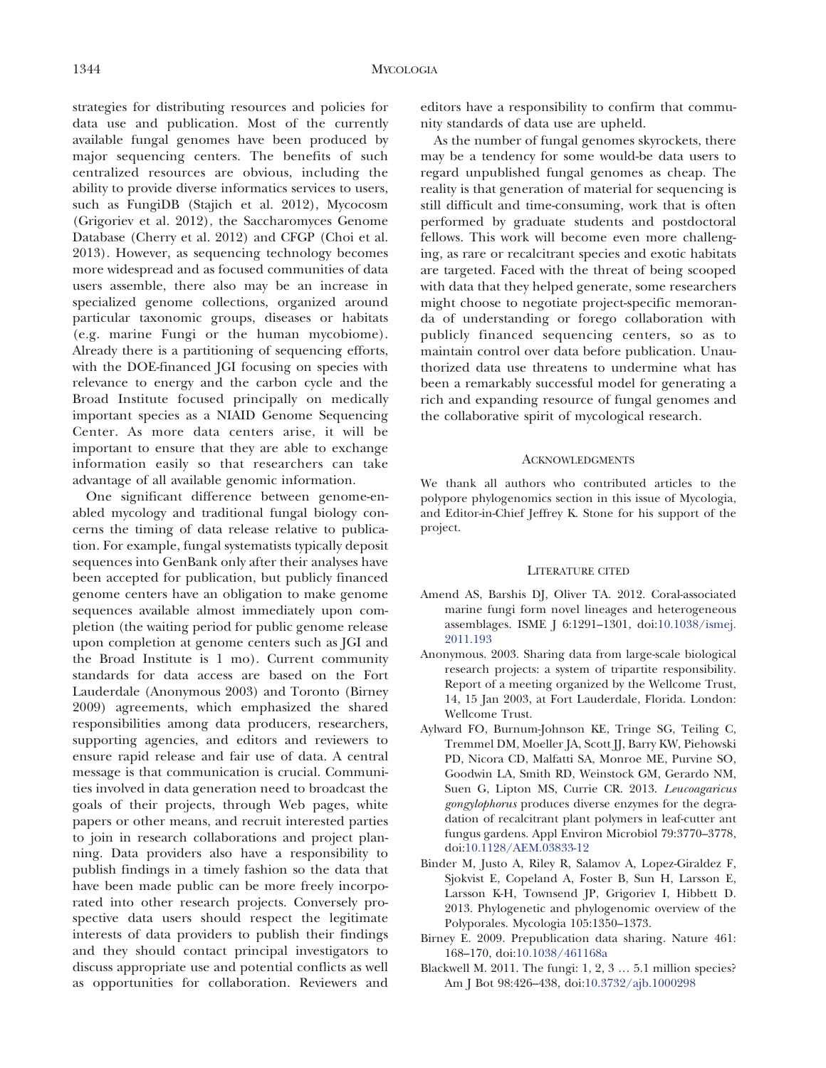strategies for distributing resources and policies for data use and publication. Most of the currently available fungal genomes have been produced by major sequencing centers. The benefits of such centralized resources are obvious, including the ability to provide diverse informatics services to users, such as FungiDB (Stajich et al. 2012), Mycocosm (Grigoriev et al. 2012), the Saccharomyces Genome Database (Cherry et al. 2012) and CFGP (Choi et al. 2013). However, as sequencing technology becomes more widespread and as focused communities of data users assemble, there also may be an increase in specialized genome collections, organized around particular taxonomic groups, diseases or habitats (e.g. marine Fungi or the human mycobiome). Already there is a partitioning of sequencing efforts, with the DOE-financed JGI focusing on species with relevance to energy and the carbon cycle and the Broad Institute focused principally on medically important species as a NIAID Genome Sequencing Center. As more data centers arise, it will be important to ensure that they are able to exchange information easily so that researchers can take advantage of all available genomic information.

One significant difference between genome-enabled mycology and traditional fungal biology concerns the timing of data release relative to publication. For example, fungal systematists typically deposit sequences into GenBank only after their analyses have been accepted for publication, but publicly financed genome centers have an obligation to make genome sequences available almost immediately upon completion (the waiting period for public genome release upon completion at genome centers such as JGI and the Broad Institute is 1 mo). Current community standards for data access are based on the Fort Lauderdale (Anonymous 2003) and Toronto (Birney 2009) agreements, which emphasized the shared responsibilities among data producers, researchers, supporting agencies, and editors and reviewers to ensure rapid release and fair use of data. A central message is that communication is crucial. Communities involved in data generation need to broadcast the goals of their projects, through Web pages, white papers or other means, and recruit interested parties to join in research collaborations and project planning. Data providers also have a responsibility to publish findings in a timely fashion so the data that have been made public can be more freely incorporated into other research projects. Conversely prospective data users should respect the legitimate interests of data providers to publish their findings and they should contact principal investigators to discuss appropriate use and potential conflicts as well as opportunities for collaboration. Reviewers and editors have a responsibility to confirm that community standards of data use are upheld.

As the number of fungal genomes skyrockets, there may be a tendency for some would-be data users to regard unpublished fungal genomes as cheap. The reality is that generation of material for sequencing is still difficult and time-consuming, work that is often performed by graduate students and postdoctoral fellows. This work will become even more challenging, as rare or recalcitrant species and exotic habitats are targeted. Faced with the threat of being scooped with data that they helped generate, some researchers might choose to negotiate project-specific memoranda of understanding or forego collaboration with publicly financed sequencing centers, so as to maintain control over data before publication. Unauthorized data use threatens to undermine what has been a remarkably successful model for generating a rich and expanding resource of fungal genomes and the collaborative spirit of mycological research.

## Acknowledgments

We thank all authors who contributed articles to the polypore phylogenomics section in this issue of Mycologia, and Editor-in-Chief Jeffrey K. Stone for his support of the project.

## Literature cited

Amend AS, Barshis DJ, Oliver TA. 2012. Coral-associated marine fungi form novel lineages and heterogeneous assemblages. ISME J 6:1291–1301, doi:10.1038/ismej.2011.193

Anonymous. 2003. Sharing data from large-scale biological research projects: a system of tripartite responsibility. Report of a meeting organized by the Wellcome Trust, 14, 15 Jan 2003, at Fort Lauderdale, Florida. London: Wellcome Trust.

Aylward FO, Burnum-Johnson KE, Tringe SG, Teiling C, Tremmel DM, Moeller JA, Scott JJ, Barry KW, Piehowski PD, Nicora CD, Malfatti SA, Monroe ME, Purvine SO, Goodwin LA, Smith RD, Weinstock GM, Gerardo NM, Suen G, Lipton MS, Currie CR. 2013. *Leucoagaricus gongylophorus* produces diverse enzymes for the degradation of recalcitrant plant polymers in leaf-cutter ant fungus gardens. Appl Environ Microbiol 79:3770–3778, doi:10.1128/AEM.03833-12

Binder M, Justo A, Riley R, Salamov A, Lopez-Giraldez F, Sjokvist E, Copeland A, Foster B, Sun H, Larsson E, Larsson K-H, Townsend JP, Grigoriev I, Hibbett D. 2013. Phylogenetic and phylogenomic overview of the Polyporales. Mycologia 105:1350–1373.

Birney E. 2009. Prepublication data sharing. Nature 461: 168–170, doi:10.1038/461168a

Blackwell M. 2011. The fungi: 1, 2, 3 … 5.1 million species? Am J Bot 98:426–438, doi:10.3732/ajb.1000298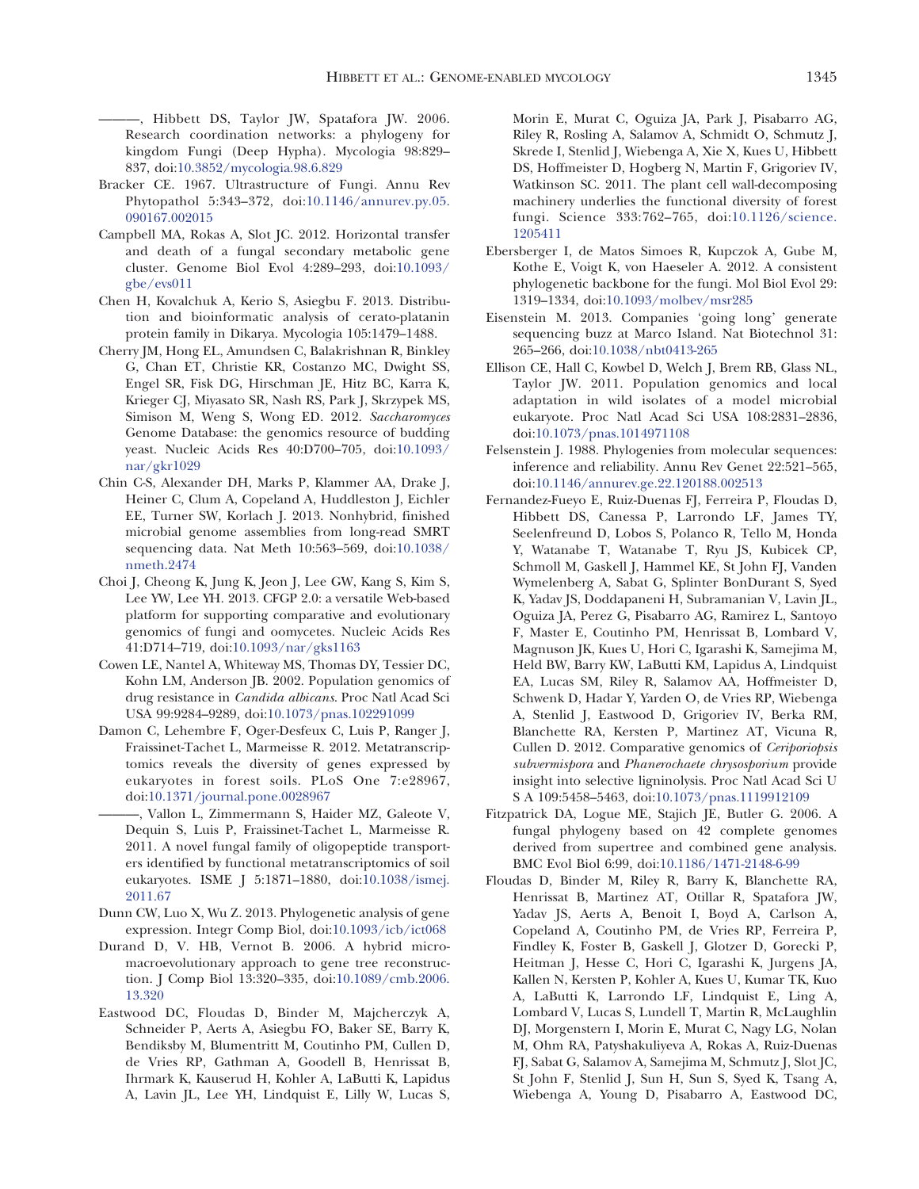———, Hibbett DS, Taylor JW, Spatafora JW. 2006. Research coordination networks: a phylogeny for kingdom Fungi (Deep Hypha). Mycologia 98:829–837, doi:10.3852/mycologia.98.6.829

Bracker CE. 1967. Ultrastructure of Fungi. Annu Rev Phytopathol 5:343–372, doi:10.1146/annurev.py.05.090167.002015

Campbell MA, Rokas A, Slot JC. 2012. Horizontal transfer and death of a fungal secondary metabolic gene cluster. Genome Biol Evol 4:289–293, doi:10.1093/gbe/evs011

Chen H, Kovalchuk A, Kerio S, Asiegbu F. 2013. Distribution and bioinformatic analysis of cerato-platanin protein family in Dikarya. Mycologia 105:1479–1488.

Cherry JM, Hong EL, Amundsen C, Balakrishnan R, Binkley G, Chan ET, Christie KR, Costanzo MC, Dwight SS, Engel SR, Fisk DG, Hirschman JE, Hitz BC, Karra K, Krieger CJ, Miyasato SR, Nash RS, Park J, Skrzypek MS, Simison M, Weng S, Wong ED. 2012. *Saccharomyces* Genome Database: the genomics resource of budding yeast. Nucleic Acids Res 40:D700–705, doi:10.1093/nar/gkr1029

Chin C-S, Alexander DH, Marks P, Klammer AA, Drake J, Heiner C, Clum A, Copeland A, Huddleston J, Eichler EE, Turner SW, Korlach J. 2013. Nonhybrid, finished microbial genome assemblies from long-read SMRT sequencing data. Nat Meth 10:563–569, doi:10.1038/nmeth.2474

Choi J, Cheong K, Jung K, Jeon J, Lee GW, Kang S, Kim S, Lee YW, Lee YH. 2013. CFGP 2.0: a versatile Web-based platform for supporting comparative and evolutionary genomics of fungi and oomycetes. Nucleic Acids Res 41:D714–719, doi:10.1093/nar/gks1163

Cowen LE, Nantel A, Whiteway MS, Thomas DY, Tessier DC, Kohn LM, Anderson JB. 2002. Population genomics of drug resistance in *Candida albicans*. Proc Natl Acad Sci USA 99:9284–9289, doi:10.1073/pnas.102291099

Damon C, Lehembre F, Oger-Desfeux C, Luis P, Ranger J, Fraissinet-Tachet L, Marmeisse R. 2012. Metatranscriptomics reveals the diversity of genes expressed by eukaryotes in forest soils. PLoS One 7:e28967, doi:10.1371/journal.pone.0028967

———, Vallon L, Zimmermann S, Haider MZ, Galeote V, Dequin S, Luis P, Fraissinet-Tachet L, Marmeisse R. 2011. A novel fungal family of oligopeptide transporters identified by functional metatranscriptomics of soil eukaryotes. ISME J 5:1871–1880, doi:10.1038/ismej.2011.67

Dunn CW, Luo X, Wu Z. 2013. Phylogenetic analysis of gene expression. Integr Comp Biol, doi:10.1093/icb/ict068

Durand D, V. HB, Vernot B. 2006. A hybrid micro-macroevolutionary approach to gene tree reconstruction. J Comp Biol 13:320–335, doi:10.1089/cmb.2006.13.320

Eastwood DC, Floudas D, Binder M, Majcherczyk A, Schneider P, Aerts A, Asiegbu FO, Baker SE, Barry K, Bendiksby M, Blumentritt M, Coutinho PM, Cullen D, de Vries RP, Gathman A, Goodell B, Henrissat B, Ihrmark K, Kauserud H, Kohler A, LaButti K, Lapidus A, Lavin JL, Lee YH, Lindquist E, Lilly W, Lucas S, Morin E, Murat C, Oguiza JA, Park J, Pisabarro AG, Riley R, Rosling A, Salamov A, Schmidt O, Schmutz J, Skrede I, Stenlid J, Wiebenga A, Xie X, Kues U, Hibbett DS, Hoffmeister D, Hogberg N, Martin F, Grigoriev IV, Watkinson SC. 2011. The plant cell wall-decomposing machinery underlies the functional diversity of forest fungi. Science 333:762–765, doi:10.1126/science.1205411

Ebersberger I, de Matos Simoes R, Kupczok A, Gube M, Kothe E, Voigt K, von Haeseler A. 2012. A consistent phylogenetic backbone for the fungi. Mol Biol Evol 29:1319–1334, doi:10.1093/molbev/msr285

Eisenstein M. 2013. Companies 'going long' generate sequencing buzz at Marco Island. Nat Biotechnol 31:265–266, doi:10.1038/nbt0413-265

Ellison CE, Hall C, Kowbel D, Welch J, Brem RB, Glass NL, Taylor JW. 2011. Population genomics and local adaptation in wild isolates of a model microbial eukaryote. Proc Natl Acad Sci USA 108:2831–2836, doi:10.1073/pnas.1014971108

Felsenstein J. 1988. Phylogenies from molecular sequences: inference and reliability. Annu Rev Genet 22:521–565, doi:10.1146/annurev.ge.22.120188.002513

Fernandez-Fueyo E, Ruiz-Duenas FJ, Ferreira P, Floudas D, Hibbett DS, Canessa P, Larrondo LF, James TY, Seelenfreund D, Lobos S, Polanco R, Tello M, Honda Y, Watanabe T, Watanabe T, Ryu JS, Kubicek CP, Schmoll M, Gaskell J, Hammel KE, St John FJ, Vanden Wymelenberg A, Sabat G, Splinter BonDurant S, Syed K, Yadav JS, Doddapaneni H, Subramanian V, Lavin JL, Oguiza JA, Perez G, Pisabarro AG, Ramirez L, Santoyo F, Master E, Coutinho PM, Henrissat B, Lombard V, Magnuson JK, Kues U, Hori C, Igarashi K, Samejima M, Held BW, Barry KW, LaButti KM, Lapidus A, Lindquist EA, Lucas SM, Riley R, Salamov AA, Hoffmeister D, Schwenk D, Hadar Y, Yarden O, de Vries RP, Wiebenga A, Stenlid J, Eastwood D, Grigoriev IV, Berka RM, Blanchette RA, Kersten P, Martinez AT, Vicuna R, Cullen D. 2012. Comparative genomics of *Ceriporiopsis subvermispora* and *Phanerochaete chrysosporium* provide insight into selective ligninolysis. Proc Natl Acad Sci U S A 109:5458–5463, doi:10.1073/pnas.1119912109

Fitzpatrick DA, Logue ME, Stajich JE, Butler G. 2006. A fungal phylogeny based on 42 complete genomes derived from supertree and combined gene analysis. BMC Evol Biol 6:99, doi:10.1186/1471-2148-6-99

Floudas D, Binder M, Riley R, Barry K, Blanchette RA, Henrissat B, Martinez AT, Otillar R, Spatafora JW, Yadav JS, Aerts A, Benoit I, Boyd A, Carlson A, Copeland A, Coutinho PM, de Vries RP, Ferreira P, Findley K, Foster B, Gaskell J, Glotzer D, Gorecki P, Heitman J, Hesse C, Hori C, Igarashi K, Jurgens JA, Kallen N, Kersten P, Kohler A, Kues U, Kumar TK, Kuo A, LaButti K, Larrondo LF, Lindquist E, Ling A, Lombard V, Lucas S, Lundell T, Martin R, McLaughlin DJ, Morgenstern I, Morin E, Murat C, Nagy LG, Nolan M, Ohm RA, Patyshakuliyeva A, Rokas A, Ruiz-Duenas FJ, Sabat G, Salamov A, Samejima M, Schmutz J, Slot JC, St John F, Stenlid J, Sun H, Sun S, Syed K, Tsang A, Wiebenga A, Young D, Pisabarro A, Eastwood DC,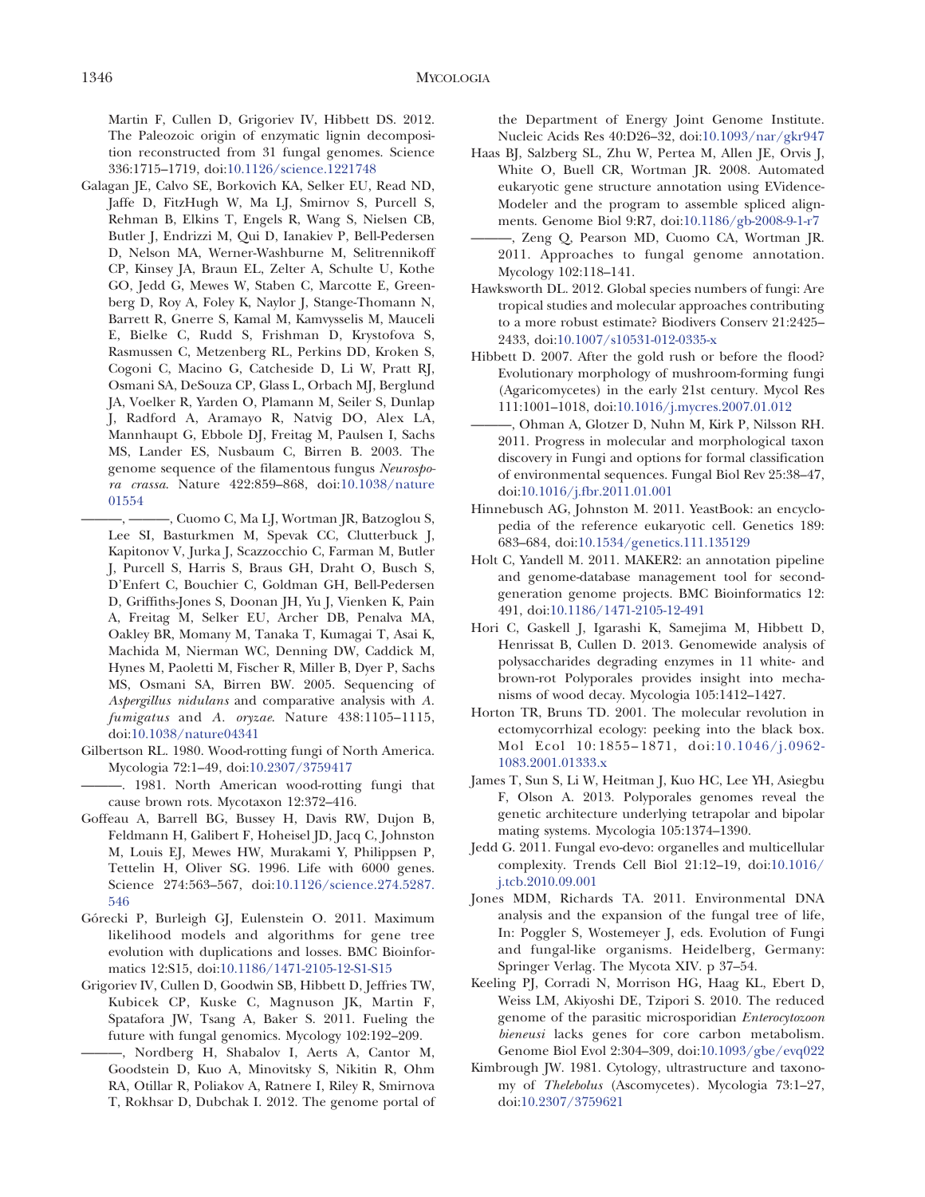Martin F, Cullen D, Grigoriev IV, Hibbett DS. 2012. The Paleozoic origin of enzymatic lignin decomposition reconstructed from 31 fungal genomes. Science 336:1715–1719, doi:10.1126/science.1221748

Galagan JE, Calvo SE, Borkovich KA, Selker EU, Read ND, Jaffe D, FitzHugh W, Ma LJ, Smirnov S, Purcell S, Rehman B, Elkins T, Engels R, Wang S, Nielsen CB, Butler J, Endrizzi M, Qui D, Ianakiev P, Bell-Pedersen D, Nelson MA, Werner-Washburne M, Selitrennikoff CP, Kinsey JA, Braun EL, Zelter A, Schulte U, Kothe GO, Jedd G, Mewes W, Staben C, Marcotte E, Greenberg D, Roy A, Foley K, Naylor J, Stange-Thomann N, Barrett R, Gnerre S, Kamal M, Kamvysselis M, Mauceli E, Bielke C, Rudd S, Frishman D, Krystofova S, Rasmussen C, Metzenberg RL, Perkins DD, Kroken S, Cogoni C, Macino G, Catcheside D, Li W, Pratt RJ, Osmani SA, DeSouza CP, Glass L, Orbach MJ, Berglund JA, Voelker R, Yarden O, Plamann M, Seiler S, Dunlap J, Radford A, Aramayo R, Natvig DO, Alex LA, Mannhaupt G, Ebbole DJ, Freitag M, Paulsen I, Sachs MS, Lander ES, Nusbaum C, Birren B. 2003. The genome sequence of the filamentous fungus *Neurospora crassa*. Nature 422:859–868, doi:10.1038/nature01554

———, ———, Cuomo C, Ma LJ, Wortman JR, Batzoglou S, Lee SI, Basturkmen M, Spevak CC, Clutterbuck J, Kapitonov V, Jurka J, Scazzocchio C, Farman M, Butler J, Purcell S, Harris S, Braus GH, Draht O, Busch S, D'Enfert C, Bouchier C, Goldman GH, Bell-Pedersen D, Griffiths-Jones S, Doonan JH, Yu J, Vienken K, Pain A, Freitag M, Selker EU, Archer DB, Penalva MA, Oakley BR, Momany M, Tanaka T, Kumagai T, Asai K, Machida M, Nierman WC, Denning DW, Caddick M, Hynes M, Paoletti M, Fischer R, Miller B, Dyer P, Sachs MS, Osmani SA, Birren BW. 2005. Sequencing of *Aspergillus nidulans* and comparative analysis with *A. fumigatus* and *A. oryzae*. Nature 438:1105–1115, doi:10.1038/nature04341

Gilbertson RL. 1980. Wood-rotting fungi of North America. Mycologia 72:1–49, doi:10.2307/3759417

———. 1981. North American wood-rotting fungi that cause brown rots. Mycotaxon 12:372–416.

Goffeau A, Barrell BG, Bussey H, Davis RW, Dujon B, Feldmann H, Galibert F, Hoheisel JD, Jacq C, Johnston M, Louis EJ, Mewes HW, Murakami Y, Philippsen P, Tettelin H, Oliver SG. 1996. Life with 6000 genes. Science 274:563–567, doi:10.1126/science.274.5287.546

Górecki P, Burleigh GJ, Eulenstein O. 2011. Maximum likelihood models and algorithms for gene tree evolution with duplications and losses. BMC Bioinformatics 12:S15, doi:10.1186/1471-2105-12-S1-S15

Grigoriev IV, Cullen D, Goodwin SB, Hibbett D, Jeffries TW, Kubicek CP, Kuske C, Magnuson JK, Martin F, Spatafora JW, Tsang A, Baker S. 2011. Fueling the future with fungal genomics. Mycology 102:192–209.

———, Nordberg H, Shabalov I, Aerts A, Cantor M, Goodstein D, Kuo A, Minovitsky S, Nikitin R, Ohm RA, Otillar R, Poliakov A, Ratnere I, Riley R, Smirnova T, Rokhsar D, Dubchak I. 2012. The genome portal of the Department of Energy Joint Genome Institute. Nucleic Acids Res 40:D26–32, doi:10.1093/nar/gkr947

Haas BJ, Salzberg SL, Zhu W, Pertea M, Allen JE, Orvis J, White O, Buell CR, Wortman JR. 2008. Automated eukaryotic gene structure annotation using EVidenceModeler and the program to assemble spliced alignments. Genome Biol 9:R7, doi:10.1186/gb-2008-9-1-r7

———, Zeng Q, Pearson MD, Cuomo CA, Wortman JR. 2011. Approaches to fungal genome annotation. Mycology 102:118–141.

Hawksworth DL. 2012. Global species numbers of fungi: Are tropical studies and molecular approaches contributing to a more robust estimate? Biodivers Conserv 21:2425–2433, doi:10.1007/s10531-012-0335-x

Hibbett D. 2007. After the gold rush or before the flood? Evolutionary morphology of mushroom-forming fungi (Agaricomycetes) in the early 21st century. Mycol Res 111:1001–1018, doi:10.1016/j.mycres.2007.01.012

———, Ohman A, Glotzer D, Nuhn M, Kirk P, Nilsson RH. 2011. Progress in molecular and morphological taxon discovery in Fungi and options for formal classification of environmental sequences. Fungal Biol Rev 25:38–47, doi:10.1016/j.fbr.2011.01.001

Hinnebusch AG, Johnston M. 2011. YeastBook: an encyclopedia of the reference eukaryotic cell. Genetics 189:683–684, doi:10.1534/genetics.111.135129

Holt C, Yandell M. 2011. MAKER2: an annotation pipeline and genome-database management tool for second-generation genome projects. BMC Bioinformatics 12:491, doi:10.1186/1471-2105-12-491

Hori C, Gaskell J, Igarashi K, Samejima M, Hibbett D, Henrissat B, Cullen D. 2013. Genomewide analysis of polysaccharides degrading enzymes in 11 white- and brown-rot Polyporales provides insight into mechanisms of wood decay. Mycologia 105:1412–1427.

Horton TR, Bruns TD. 2001. The molecular revolution in ectomycorrhizal ecology: peeking into the black box. Mol Ecol 10:1855–1871, doi:10.1046/j.0962-1083.2001.01333.x

James T, Sun S, Li W, Heitman J, Kuo HC, Lee YH, Asiegbu F, Olson A. 2013. Polyporales genomes reveal the genetic architecture underlying tetrapolar and bipolar mating systems. Mycologia 105:1374–1390.

Jedd G. 2011. Fungal evo-devo: organelles and multicellular complexity. Trends Cell Biol 21:12–19, doi:10.1016/j.tcb.2010.09.001

Jones MDM, Richards TA. 2011. Environmental DNA analysis and the expansion of the fungal tree of life, In: Poggler S, Wostemeyer J, eds. Evolution of Fungi and fungal-like organisms. Heidelberg, Germany: Springer Verlag. The Mycota XIV. p 37–54.

Keeling PJ, Corradi N, Morrison HG, Haag KL, Ebert D, Weiss LM, Akiyoshi DE, Tzipori S. 2010. The reduced genome of the parasitic microsporidian *Enterocytozoon bieneusi* lacks genes for core carbon metabolism. Genome Biol Evol 2:304–309, doi:10.1093/gbe/evq022

Kimbrough JW. 1981. Cytology, ultrastructure and taxonomy of *Thelebolus* (Ascomycetes). Mycologia 73:1–27, doi:10.2307/3759621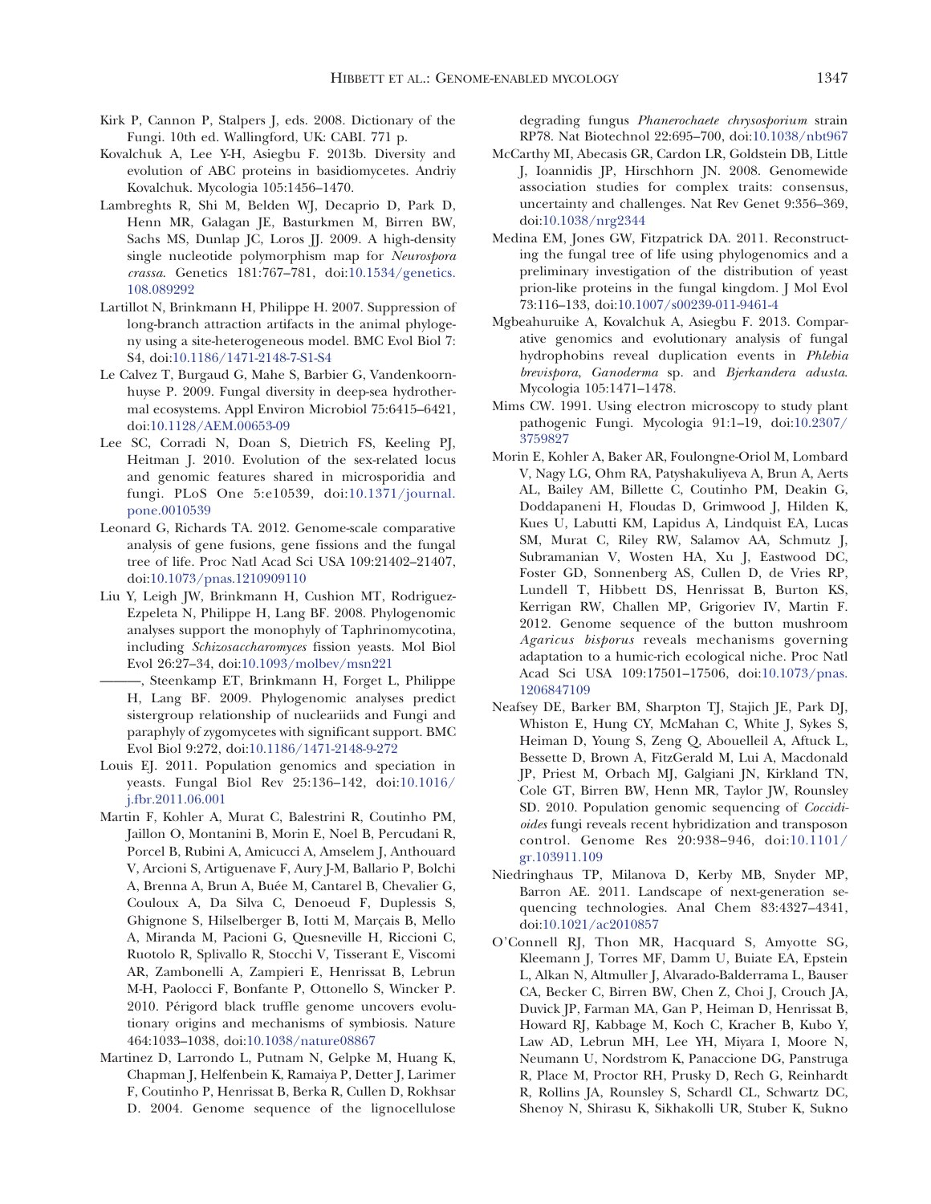Kirk P, Cannon P, Stalpers J, eds. 2008. Dictionary of the Fungi. 10th ed. Wallingford, UK: CABI. 771 p.

Kovalchuk A, Lee Y-H, Asiegbu F. 2013b. Diversity and evolution of ABC proteins in basidiomycetes. Andriy Kovalchuk. Mycologia 105:1456–1470.

Lambreghts R, Shi M, Belden WJ, Decaprio D, Park D, Henn MR, Galagan JE, Basturkmen M, Birren BW, Sachs MS, Dunlap JC, Loros JJ. 2009. A high-density single nucleotide polymorphism map for *Neurospora crassa*. Genetics 181:767–781, doi:10.1534/genetics.108.089292

Lartillot N, Brinkmann H, Philippe H. 2007. Suppression of long-branch attraction artifacts in the animal phylogeny using a site-heterogeneous model. BMC Evol Biol 7: S4, doi:10.1186/1471-2148-7-S1-S4

Le Calvez T, Burgaud G, Mahe S, Barbier G, Vandenkoornhuyse P. 2009. Fungal diversity in deep-sea hydrothermal ecosystems. Appl Environ Microbiol 75:6415–6421, doi:10.1128/AEM.00653-09

Lee SC, Corradi N, Doan S, Dietrich FS, Keeling PJ, Heitman J. 2010. Evolution of the sex-related locus and genomic features shared in microsporidia and fungi. PLoS One 5:e10539, doi:10.1371/journal.pone.0010539

Leonard G, Richards TA. 2012. Genome-scale comparative analysis of gene fusions, gene fissions and the fungal tree of life. Proc Natl Acad Sci USA 109:21402–21407, doi:10.1073/pnas.1210909110

Liu Y, Leigh JW, Brinkmann H, Cushion MT, Rodriguez-Ezpeleta N, Philippe H, Lang BF. 2008. Phylogenomic analyses support the monophyly of Taphrinomycotina, including *Schizosaccharomyces* fission yeasts. Mol Biol Evol 26:27–34, doi:10.1093/molbev/msn221

———, Steenkamp ET, Brinkmann H, Forget L, Philippe H, Lang BF. 2009. Phylogenomic analyses predict sistergroup relationship of nucleariids and Fungi and paraphyly of zygomycetes with significant support. BMC Evol Biol 9:272, doi:10.1186/1471-2148-9-272

Louis EJ. 2011. Population genomics and speciation in yeasts. Fungal Biol Rev 25:136–142, doi:10.1016/j.fbr.2011.06.001

Martin F, Kohler A, Murat C, Balestrini R, Coutinho PM, Jaillon O, Montanini B, Morin E, Noel B, Percudani R, Porcel B, Rubini A, Amicucci A, Amselem J, Anthouard V, Arcioni S, Artiguenave F, Aury J-M, Ballario P, Bolchi A, Brenna A, Brun A, Buée M, Cantarel B, Chevalier G, Couloux A, Da Silva C, Denoeud F, Duplessis S, Ghignone S, Hilselberger B, Iotti M, Marçais B, Mello A, Miranda M, Pacioni G, Quesneville H, Riccioni C, Ruotolo R, Splivallo R, Stocchi V, Tisserant E, Viscomi AR, Zambonelli A, Zampieri E, Henrissat B, Lebrun M-H, Paolocci F, Bonfante P, Ottonello S, Wincker P. 2010. Périgord black truffle genome uncovers evolutionary origins and mechanisms of symbiosis. Nature 464:1033–1038, doi:10.1038/nature08867

Martinez D, Larrondo L, Putnam N, Gelpke M, Huang K, Chapman J, Helfenbein K, Ramaiya P, Detter J, Larimer F, Coutinho P, Henrissat B, Berka R, Cullen D, Rokhsar D. 2004. Genome sequence of the lignocellulose degrading fungus *Phanerochaete chrysosporium* strain RP78. Nat Biotechnol 22:695–700, doi:10.1038/nbt967

McCarthy MI, Abecasis GR, Cardon LR, Goldstein DB, Little J, Ioannidis JP, Hirschhorn JN. 2008. Genomewide association studies for complex traits: consensus, uncertainty and challenges. Nat Rev Genet 9:356–369, doi:10.1038/nrg2344

Medina EM, Jones GW, Fitzpatrick DA. 2011. Reconstructing the fungal tree of life using phylogenomics and a preliminary investigation of the distribution of yeast prion-like proteins in the fungal kingdom. J Mol Evol 73:116–133, doi:10.1007/s00239-011-9461-4

Mgbeahuruike A, Kovalchuk A, Asiegbu F. 2013. Comparative genomics and evolutionary analysis of fungal hydrophobins reveal duplication events in *Phlebia brevispora*, *Ganoderma* sp. and *Bjerkandera adusta*. Mycologia 105:1471–1478.

Mims CW. 1991. Using electron microscopy to study plant pathogenic Fungi. Mycologia 91:1–19, doi:10.2307/3759827

Morin E, Kohler A, Baker AR, Foulongne-Oriol M, Lombard V, Nagy LG, Ohm RA, Patyshakuliyeva A, Brun A, Aerts AL, Bailey AM, Billette C, Coutinho PM, Deakin G, Doddapaneni H, Floudas D, Grimwood J, Hilden K, Kues U, Labutti KM, Lapidus A, Lindquist EA, Lucas SM, Murat C, Riley RW, Salamov AA, Schmutz J, Subramanian V, Wosten HA, Xu J, Eastwood DC, Foster GD, Sonnenberg AS, Cullen D, de Vries RP, Lundell T, Hibbett DS, Henrissat B, Burton KS, Kerrigan RW, Challen MP, Grigoriev IV, Martin F. 2012. Genome sequence of the button mushroom *Agaricus bisporus* reveals mechanisms governing adaptation to a humic-rich ecological niche. Proc Natl Acad Sci USA 109:17501–17506, doi:10.1073/pnas.1206847109

Neafsey DE, Barker BM, Sharpton TJ, Stajich JE, Park DJ, Whiston E, Hung CY, McMahan C, White J, Sykes S, Heiman D, Young S, Zeng Q, Abouelleil A, Aftuck L, Bessette D, Brown A, FitzGerald M, Lui A, Macdonald JP, Priest M, Orbach MJ, Galgiani JN, Kirkland TN, Cole GT, Birren BW, Henn MR, Taylor JW, Rounsley SD. 2010. Population genomic sequencing of *Coccidioides* fungi reveals recent hybridization and transposon control. Genome Res 20:938–946, doi:10.1101/gr.103911.109

Niedringhaus TP, Milanova D, Kerby MB, Snyder MP, Barron AE. 2011. Landscape of next-generation sequencing technologies. Anal Chem 83:4327–4341, doi:10.1021/ac2010857

O'Connell RJ, Thon MR, Hacquard S, Amyotte SG, Kleemann J, Torres MF, Damm U, Buiate EA, Epstein L, Alkan N, Altmuller J, Alvarado-Balderrama L, Bauser CA, Becker C, Birren BW, Chen Z, Choi J, Crouch JA, Duvick JP, Farman MA, Gan P, Heiman D, Henrissat B, Howard RJ, Kabbage M, Koch C, Kracher B, Kubo Y, Law AD, Lebrun MH, Lee YH, Miyara I, Moore N, Neumann U, Nordstrom K, Panaccione DG, Panstruga R, Place M, Proctor RH, Prusky D, Rech G, Reinhardt R, Rollins JA, Rounsley S, Schardl CL, Schwartz DC, Shenoy N, Shirasu K, Sikhakolli UR, Stuber K, Sukno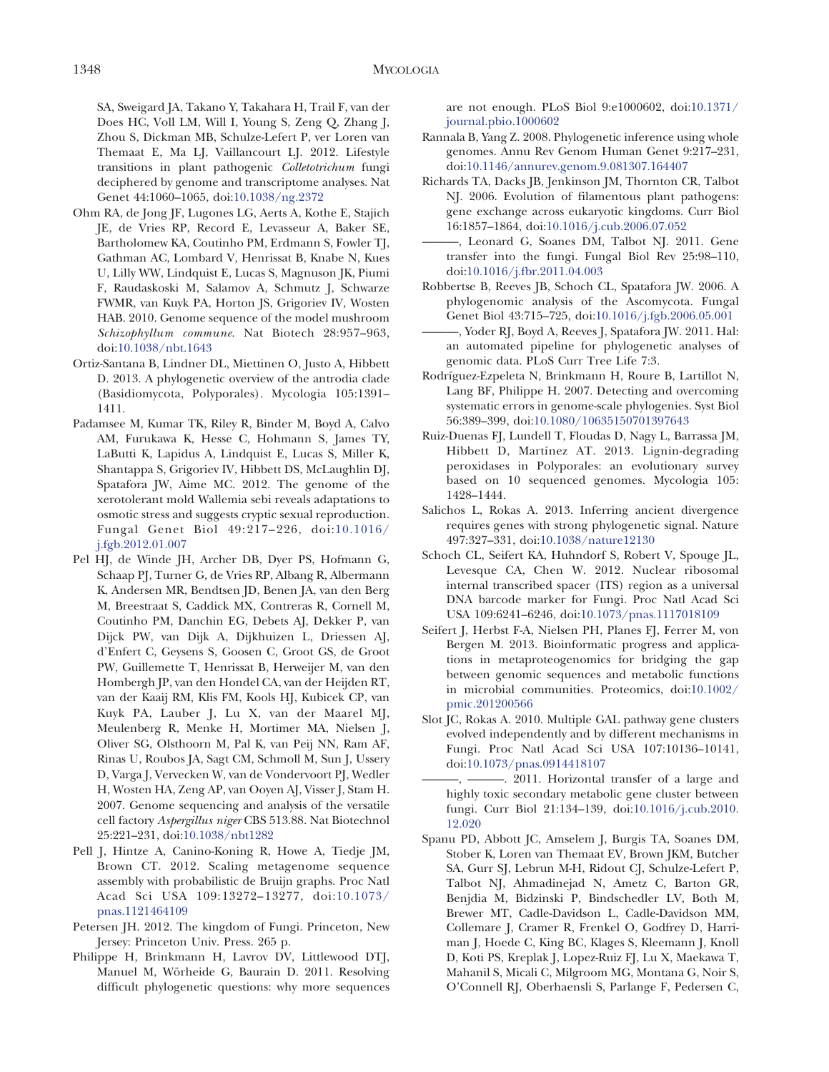SA, Sweigard JA, Takano Y, Takahara H, Trail F, van der Does HC, Voll LM, Will I, Young S, Zeng Q, Zhang J, Zhou S, Dickman MB, Schulze-Lefert P, ver Loren van Themaat E, Ma LJ, Vaillancourt LJ. 2012. Lifestyle transitions in plant pathogenic *Colletotrichum* fungi deciphered by genome and transcriptome analyses. Nat Genet 44:1060–1065, doi:10.1038/ng.2372

Ohm RA, de Jong JF, Lugones LG, Aerts A, Kothe E, Stajich JE, de Vries RP, Record E, Levasseur A, Baker SE, Bartholomew KA, Coutinho PM, Erdmann S, Fowler TJ, Gathman AC, Lombard V, Henrissat B, Knabe N, Kues U, Lilly WW, Lindquist E, Lucas S, Magnuson JK, Piumi F, Raudaskoski M, Salamov A, Schmutz J, Schwarze FWMR, van Kuyk PA, Horton JS, Grigoriev IV, Wosten HAB. 2010. Genome sequence of the model mushroom *Schizophyllum commune*. Nat Biotech 28:957–963, doi:10.1038/nbt.1643

Ortiz-Santana B, Lindner DL, Miettinen O, Justo A, Hibbett D. 2013. A phylogenetic overview of the antrodia clade (Basidiomycota, Polyporales). Mycologia 105:1391–1411.

Padamsee M, Kumar TK, Riley R, Binder M, Boyd A, Calvo AM, Furukawa K, Hesse C, Hohmann S, James TY, LaButti K, Lapidus A, Lindquist E, Lucas S, Miller K, Shantappa S, Grigoriev IV, Hibbett DS, McLaughlin DJ, Spatafora JW, Aime MC. 2012. The genome of the xerotolerant mold Wallemia sebi reveals adaptations to osmotic stress and suggests cryptic sexual reproduction. Fungal Genet Biol 49:217–226, doi:10.1016/j.fgb.2012.01.007

Pel HJ, de Winde JH, Archer DB, Dyer PS, Hofmann G, Schaap PJ, Turner G, de Vries RP, Albang R, Albermann K, Andersen MR, Bendtsen JD, Benen JA, van den Berg M, Breestraat S, Caddick MX, Contreras R, Cornell M, Coutinho PM, Danchin EG, Debets AJ, Dekker P, van Dijck PW, van Dijk A, Dijkhuizen L, Driessen AJ, d'Enfert C, Geysens S, Goosen C, Groot GS, de Groot PW, Guillemette T, Henrissat B, Herweijer M, van den Hombergh JP, van den Hondel CA, van der Heijden RT, van der Kaaij RM, Klis FM, Kools HJ, Kubicek CP, van Kuyk PA, Lauber J, Lu X, van der Maarel MJ, Meulenberg R, Menke H, Mortimer MA, Nielsen J, Oliver SG, Olsthoorn M, Pal K, van Peij NN, Ram AF, Rinas U, Roubos JA, Sagt CM, Schmoll M, Sun J, Ussery D, Varga J, Vervecken W, van de Vondervoort PJ, Wedler H, Wosten HA, Zeng AP, van Ooyen AJ, Visser J, Stam H. 2007. Genome sequencing and analysis of the versatile cell factory *Aspergillus niger* CBS 513.88. Nat Biotechnol 25:221–231, doi:10.1038/nbt1282

Pell J, Hintze A, Canino-Koning R, Howe A, Tiedje JM, Brown CT. 2012. Scaling metagenome sequence assembly with probabilistic de Bruijn graphs. Proc Natl Acad Sci USA 109:13272–13277, doi:10.1073/pnas.1121464109

Petersen JH. 2012. The kingdom of Fungi. Princeton, New Jersey: Princeton Univ. Press. 265 p.

Philippe H, Brinkmann H, Lavrov DV, Littlewood DTJ, Manuel M, Wörheide G, Baurain D. 2011. Resolving difficult phylogenetic questions: why more sequences are not enough. PLoS Biol 9:e1000602, doi:10.1371/journal.pbio.1000602

Rannala B, Yang Z. 2008. Phylogenetic inference using whole genomes. Annu Rev Genom Human Genet 9:217–231, doi:10.1146/annurev.genom.9.081307.164407

Richards TA, Dacks JB, Jenkinson JM, Thornton CR, Talbot NJ. 2006. Evolution of filamentous plant pathogens: gene exchange across eukaryotic kingdoms. Curr Biol 16:1857–1864, doi:10.1016/j.cub.2006.07.052

———, Leonard G, Soanes DM, Talbot NJ. 2011. Gene transfer into the fungi. Fungal Biol Rev 25:98–110, doi:10.1016/j.fbr.2011.04.003

Robbertse B, Reeves JB, Schoch CL, Spatafora JW. 2006. A phylogenomic analysis of the Ascomycota. Fungal Genet Biol 43:715–725, doi:10.1016/j.fgb.2006.05.001

———, Yoder RJ, Boyd A, Reeves J, Spatafora JW. 2011. Hal: an automated pipeline for phylogenetic analyses of genomic data. PLoS Curr Tree Life 7:3.

Rodríguez-Ezpeleta N, Brinkmann H, Roure B, Lartillot N, Lang BF, Philippe H. 2007. Detecting and overcoming systematic errors in genome-scale phylogenies. Syst Biol 56:389–399, doi:10.1080/10635150701397643

Ruiz-Duenas FJ, Lundell T, Floudas D, Nagy L, Barrassa JM, Hibbett D, Martínez AT. 2013. Lignin-degrading peroxidases in Polyporales: an evolutionary survey based on 10 sequenced genomes. Mycologia 105: 1428–1444.

Salichos L, Rokas A. 2013. Inferring ancient divergence requires genes with strong phylogenetic signal. Nature 497:327–331, doi:10.1038/nature12130

Schoch CL, Seifert KA, Huhndorf S, Robert V, Spouge JL, Levesque CA, Chen W. 2012. Nuclear ribosomal internal transcribed spacer (ITS) region as a universal DNA barcode marker for Fungi. Proc Natl Acad Sci USA 109:6241–6246, doi:10.1073/pnas.1117018109

Seifert J, Herbst F-A, Nielsen PH, Planes FJ, Ferrer M, von Bergen M. 2013. Bioinformatic progress and applications in metaproteogenomics for bridging the gap between genomic sequences and metabolic functions in microbial communities. Proteomics, doi:10.1002/pmic.201200566

Slot JC, Rokas A. 2010. Multiple GAL pathway gene clusters evolved independently and by different mechanisms in Fungi. Proc Natl Acad Sci USA 107:10136–10141, doi:10.1073/pnas.0914418107

———, ———. 2011. Horizontal transfer of a large and highly toxic secondary metabolic gene cluster between fungi. Curr Biol 21:134–139, doi:10.1016/j.cub.2010.12.020

Spanu PD, Abbott JC, Amselem J, Burgis TA, Soanes DM, Stober K, Loren van Themaat EV, Brown JKM, Butcher SA, Gurr SJ, Lebrun M-H, Ridout CJ, Schulze-Lefert P, Talbot NJ, Ahmadinejad N, Ametz C, Barton GR, Benjdia M, Bidzinski P, Bindschedler LV, Both M, Brewer MT, Cadle-Davidson L, Cadle-Davidson MM, Collemare J, Cramer R, Frenkel O, Godfrey D, Harriman J, Hoede C, King BC, Klages S, Kleemann J, Knoll D, Koti PS, Kreplak J, Lopez-Ruiz FJ, Lu X, Maekawa T, Mahanil S, Micali C, Milgroom MG, Montana G, Noir S, O'Connell RJ, Oberhaensli S, Parlange F, Pedersen C,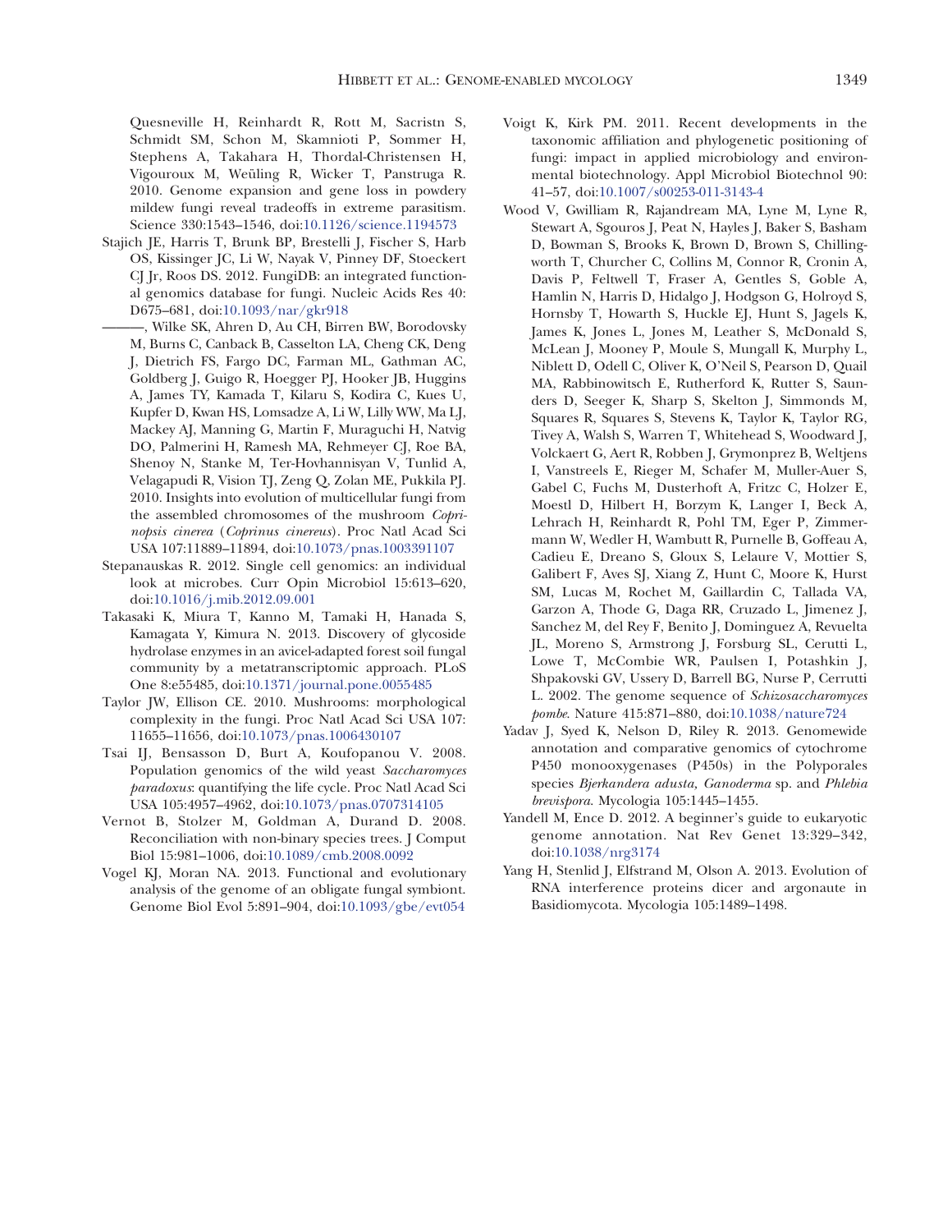Quesneville H, Reinhardt R, Rott M, Sacristn S, Schmidt SM, Schon M, Skamnioti P, Sommer H, Stephens A, Takahara H, Thordal-Christensen H, Vigouroux M, Weűling R, Wicker T, Panstruga R. 2010. Genome expansion and gene loss in powdery mildew fungi reveal tradeoffs in extreme parasitism. Science 330:1543–1546, doi:10.1126/science.1194573

Stajich JE, Harris T, Brunk BP, Brestelli J, Fischer S, Harb OS, Kissinger JC, Li W, Nayak V, Pinney DF, Stoeckert CJ Jr, Roos DS. 2012. FungiDB: an integrated functional genomics database for fungi. Nucleic Acids Res 40: D675–681, doi:10.1093/nar/gkr918

———, Wilke SK, Ahren D, Au CH, Birren BW, Borodovsky M, Burns C, Canback B, Casselton LA, Cheng CK, Deng J, Dietrich FS, Fargo DC, Farman ML, Gathman AC, Goldberg J, Guigo R, Hoegger PJ, Hooker JB, Huggins A, James TY, Kamada T, Kilaru S, Kodira C, Kues U, Kupfer D, Kwan HS, Lomsadze A, Li W, Lilly WW, Ma LJ, Mackey AJ, Manning G, Martin F, Muraguchi H, Natvig DO, Palmerini H, Ramesh MA, Rehmeyer CJ, Roe BA, Shenoy N, Stanke M, Ter-Hovhannisyan V, Tunlid A, Velagapudi R, Vision TJ, Zeng Q, Zolan ME, Pukkila PJ. 2010. Insights into evolution of multicellular fungi from the assembled chromosomes of the mushroom *Coprinopsis cinerea* (*Coprinus cinereus*). Proc Natl Acad Sci USA 107:11889–11894, doi:10.1073/pnas.1003391107

Stepanauskas R. 2012. Single cell genomics: an individual look at microbes. Curr Opin Microbiol 15:613–620, doi:10.1016/j.mib.2012.09.001

Takasaki K, Miura T, Kanno M, Tamaki H, Hanada S, Kamagata Y, Kimura N. 2013. Discovery of glycoside hydrolase enzymes in an avicel-adapted forest soil fungal community by a metatranscriptomic approach. PLoS One 8:e55485, doi:10.1371/journal.pone.0055485

Taylor JW, Ellison CE. 2010. Mushrooms: morphological complexity in the fungi. Proc Natl Acad Sci USA 107: 11655–11656, doi:10.1073/pnas.1006430107

Tsai IJ, Bensasson D, Burt A, Koufopanou V. 2008. Population genomics of the wild yeast *Saccharomyces paradoxus*: quantifying the life cycle. Proc Natl Acad Sci USA 105:4957–4962, doi:10.1073/pnas.0707314105

Vernot B, Stolzer M, Goldman A, Durand D. 2008. Reconciliation with non-binary species trees. J Comput Biol 15:981–1006, doi:10.1089/cmb.2008.0092

Vogel KJ, Moran NA. 2013. Functional and evolutionary analysis of the genome of an obligate fungal symbiont. Genome Biol Evol 5:891–904, doi:10.1093/gbe/evt054

Voigt K, Kirk PM. 2011. Recent developments in the taxonomic affiliation and phylogenetic positioning of fungi: impact in applied microbiology and environmental biotechnology. Appl Microbiol Biotechnol 90: 41–57, doi:10.1007/s00253-011-3143-4

Wood V, Gwilliam R, Rajandream MA, Lyne M, Lyne R, Stewart A, Sgouros J, Peat N, Hayles J, Baker S, Basham D, Bowman S, Brooks K, Brown D, Brown S, Chillingworth T, Churcher C, Collins M, Connor R, Cronin A, Davis P, Feltwell T, Fraser A, Gentles S, Goble A, Hamlin N, Harris D, Hidalgo J, Hodgson G, Holroyd S, Hornsby T, Howarth S, Huckle EJ, Hunt S, Jagels K, James K, Jones L, Jones M, Leather S, McDonald S, McLean J, Mooney P, Moule S, Mungall K, Murphy L, Niblett D, Odell C, Oliver K, O'Neil S, Pearson D, Quail MA, Rabbinowitsch E, Rutherford K, Rutter S, Saunders D, Seeger K, Sharp S, Skelton J, Simmonds M, Squares R, Squares S, Stevens K, Taylor K, Taylor RG, Tivey A, Walsh S, Warren T, Whitehead S, Woodward J, Volckaert G, Aert R, Robben J, Grymonprez B, Weltjens I, Vanstreels E, Rieger M, Schafer M, Muller-Auer S, Gabel C, Fuchs M, Dusterhoft A, Fritzc C, Holzer E, Moestl D, Hilbert H, Borzym K, Langer I, Beck A, Lehrach H, Reinhardt R, Pohl TM, Eger P, Zimmermann W, Wedler H, Wambutt R, Purnelle B, Goffeau A, Cadieu E, Dreano S, Gloux S, Lelaure V, Mottier S, Galibert F, Aves SJ, Xiang Z, Hunt C, Moore K, Hurst SM, Lucas M, Rochet M, Gaillardin C, Tallada VA, Garzon A, Thode G, Daga RR, Cruzado L, Jimenez J, Sanchez M, del Rey F, Benito J, Dominguez A, Revuelta JL, Moreno S, Armstrong J, Forsburg SL, Cerutti L, Lowe T, McCombie WR, Paulsen I, Potashkin J, Shpakovski GV, Ussery D, Barrell BG, Nurse P, Cerrutti L. 2002. The genome sequence of *Schizosaccharomyces pombe*. Nature 415:871–880, doi:10.1038/nature724

Yadav J, Syed K, Nelson D, Riley R. 2013. Genomewide annotation and comparative genomics of cytochrome P450 monooxygenases (P450s) in the Polyporales species *Bjerkandera adusta, Ganoderma* sp. and *Phlebia brevispora*. Mycologia 105:1445–1455.

Yandell M, Ence D. 2012. A beginner's guide to eukaryotic genome annotation. Nat Rev Genet 13:329–342, doi:10.1038/nrg3174

Yang H, Stenlid J, Elfstrand M, Olson A. 2013. Evolution of RNA interference proteins dicer and argonaute in Basidiomycota. Mycologia 105:1489–1498.